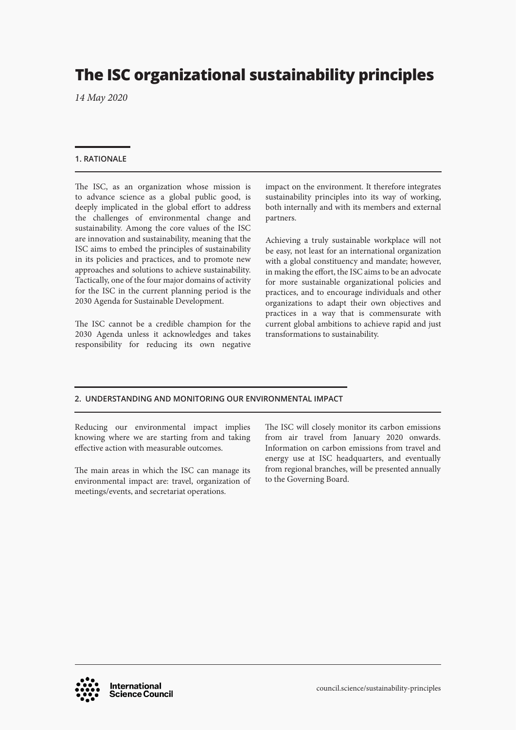# The ISC organizational sustainability principles

*14 May 2020*

## 1. RATIONALE

The ISC, as an organization whose mission is to advance science as a global public good, is deeply implicated in the global effort to address the challenges of environmental change and sustainability. Among the core values of the ISC are innovation and sustainability, meaning that the ISC aims to embed the principles of sustainability in its policies and practices, and to promote new approaches and solutions to achieve sustainability. Tactically, one of the four major domains of activity for the ISC in the current planning period is the 2030 Agenda for Sustainable Development.

The ISC cannot be a credible champion for the 2030 Agenda unless it acknowledges and takes responsibility for reducing its own negative impact on the environment. It therefore integrates sustainability principles into its way of working, both internally and with its members and external partners.

Achieving a truly sustainable workplace will not be easy, not least for an international organization with a global constituency and mandate; however, in making the effort, the ISC aims to be an advocate for more sustainable organizational policies and practices, and to encourage individuals and other organizations to adapt their own objectives and practices in a way that is commensurate with current global ambitions to achieve rapid and just transformations to sustainability.

## 2. UNDERSTANDING AND MONITORING OUR ENVIRONMENTAL IMPACT

Reducing our environmental impact implies knowing where we are starting from and taking effective action with measurable outcomes.

The main areas in which the ISC can manage its environmental impact are: travel, organization of meetings/events, and secretariat operations.

The ISC will closely monitor its carbon emissions from air travel from January 2020 onwards. Information on carbon emissions from travel and energy use at ISC headquarters, and eventually from regional branches, will be presented annually to the Governing Board.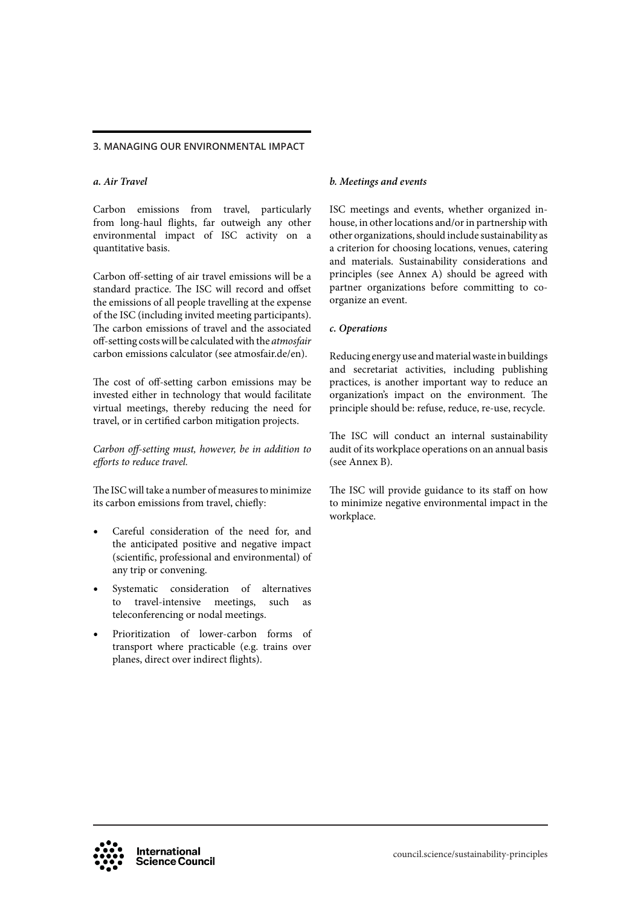## 3. MANAGING OUR ENVIRONMENTAL IMPACT

### *a. Air Travel*

Carbon emissions from travel, particularly from long-haul flights, far outweigh any other environmental impact of ISC activity on a quantitative basis.

Carbon off-setting of air travel emissions will be a standard practice. The ISC will record and offset the emissions of all people travelling at the expense of the ISC (including invited meeting participants). The carbon emissions of travel and the associated off-setting costs will be calculated with the *atmosfair* carbon emissions calculator (see atmosfair.de/en).

The cost of off-setting carbon emissions may be invested either in technology that would facilitate virtual meetings, thereby reducing the need for travel, or in certified carbon mitigation projects.

*Carbon off-setting must, however, be in addition to efforts to reduce travel.*

The ISC will take a number of measures to minimize its carbon emissions from travel, chiefly:

- Careful consideration of the need for, and the anticipated positive and negative impact (scientific, professional and environmental) of any trip or convening.
- Systematic consideration of alternatives to travel-intensive meetings, such as teleconferencing or nodal meetings.
- Prioritization of lower-carbon forms of transport where practicable (e.g. trains over planes, direct over indirect flights).

### *b. Meetings and events*

ISC meetings and events, whether organized in-house, in other locations and/or in partnership with other organizations, should include sustainability as a criterion for choosing locations, venues, catering and materials. Sustainability considerations and principles (see Annex A) should be agreed with partner organizations before committing to co-organize an event.

### *c. Operations*

Reducing energy use and material waste in buildings and secretariat activities, including publishing practices, is another important way to reduce an organization's impact on the environment. The principle should be: refuse, reduce, re-use, recycle.

The ISC will conduct an internal sustainability audit of its workplace operations on an annual basis (see Annex B).

The ISC will provide guidance to its staff on how to minimize negative environmental impact in the workplace.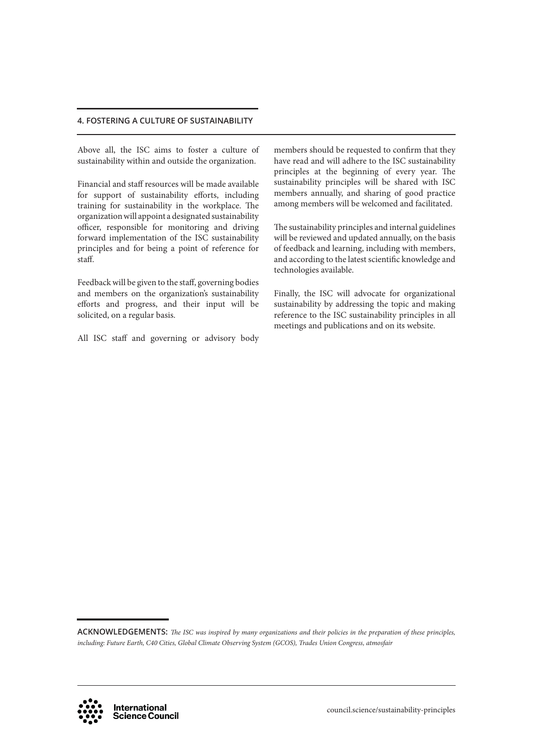## 4. FOSTERING A CULTURE OF SUSTAINABILITY

Above all, the ISC aims to foster a culture of sustainability within and outside the organization.

Financial and staff resources will be made available for support of sustainability efforts, including training for sustainability in the workplace. The organization will appoint a designated sustainability officer, responsible for monitoring and driving forward implementation of the ISC sustainability principles and for being a point of reference for staff.

Feedback will be given to the staff, governing bodies and members on the organization's sustainability efforts and progress, and their input will be solicited, on a regular basis.

All ISC staff and governing or advisory body members should be requested to confirm that they have read and will adhere to the ISC sustainability principles at the beginning of every year. The sustainability principles will be shared with ISC members annually, and sharing of good practice among members will be welcomed and facilitated.

The sustainability principles and internal guidelines will be reviewed and updated annually, on the basis of feedback and learning, including with members, and according to the latest scientific knowledge and technologies available.

Finally, the ISC will advocate for organizational sustainability by addressing the topic and making reference to the ISC sustainability principles in all meetings and publications and on its website.

**ACKNOWLEDGEMENTS:** *The ISC was inspired by many organizations and their policies in the preparation of these principles, including: Future Earth, C40 Cities, Global Climate Observing System (GCOS), Trades Union Congress, atmosfair*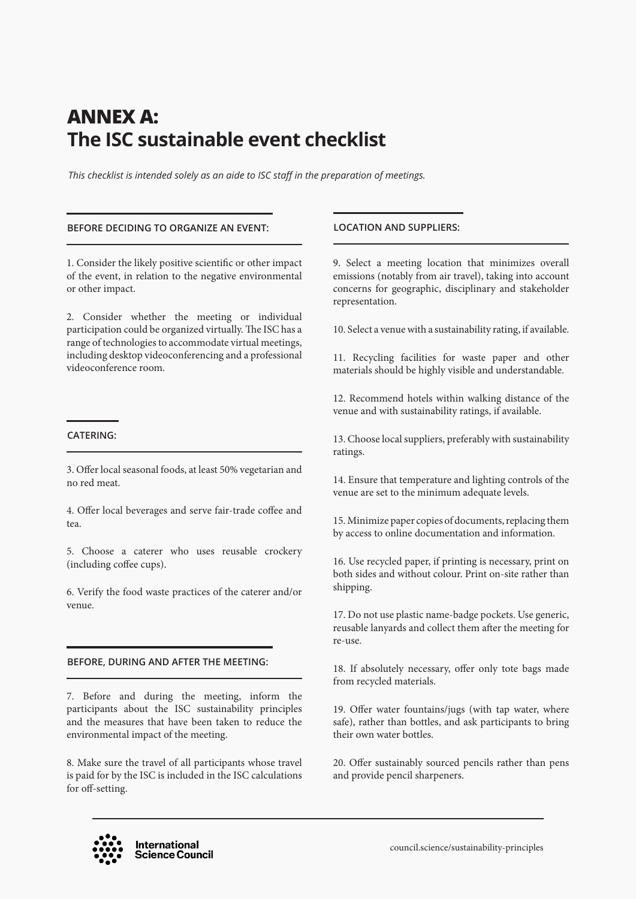# ANNEX A:
# The ISC sustainable event checklist

*This checklist is intended solely as an aide to ISC staff in the preparation of meetings.*

### BEFORE DECIDING TO ORGANIZE AN EVENT:

1. Consider the likely positive scientific or other impact of the event, in relation to the negative environmental or other impact.

2. Consider whether the meeting or individual participation could be organized virtually. The ISC has a range of technologies to accommodate virtual meetings, including desktop videoconferencing and a professional videoconference room.

### CATERING:

3. Offer local seasonal foods, at least 50% vegetarian and no red meat.

4. Offer local beverages and serve fair-trade coffee and tea.

5. Choose a caterer who uses reusable crockery (including coffee cups).

6. Verify the food waste practices of the caterer and/or venue.

### BEFORE, DURING AND AFTER THE MEETING:

7. Before and during the meeting, inform the participants about the ISC sustainability principles and the measures that have been taken to reduce the environmental impact of the meeting.

8. Make sure the travel of all participants whose travel is paid for by the ISC is included in the ISC calculations for off-setting.

### LOCATION AND SUPPLIERS:

9. Select a meeting location that minimizes overall emissions (notably from air travel), taking into account concerns for geographic, disciplinary and stakeholder representation.

10. Select a venue with a sustainability rating, if available.

11. Recycling facilities for waste paper and other materials should be highly visible and understandable.

12. Recommend hotels within walking distance of the venue and with sustainability ratings, if available.

13. Choose local suppliers, preferably with sustainability ratings.

14. Ensure that temperature and lighting controls of the venue are set to the minimum adequate levels.

15. Minimize paper copies of documents, replacing them by access to online documentation and information.

16. Use recycled paper, if printing is necessary, print on both sides and without colour. Print on-site rather than shipping.

17. Do not use plastic name-badge pockets. Use generic, reusable lanyards and collect them after the meeting for re-use.

18. If absolutely necessary, offer only tote bags made from recycled materials.

19. Offer water fountains/jugs (with tap water, where safe), rather than bottles, and ask participants to bring their own water bottles.

20. Offer sustainably sourced pencils rather than pens and provide pencil sharpeners.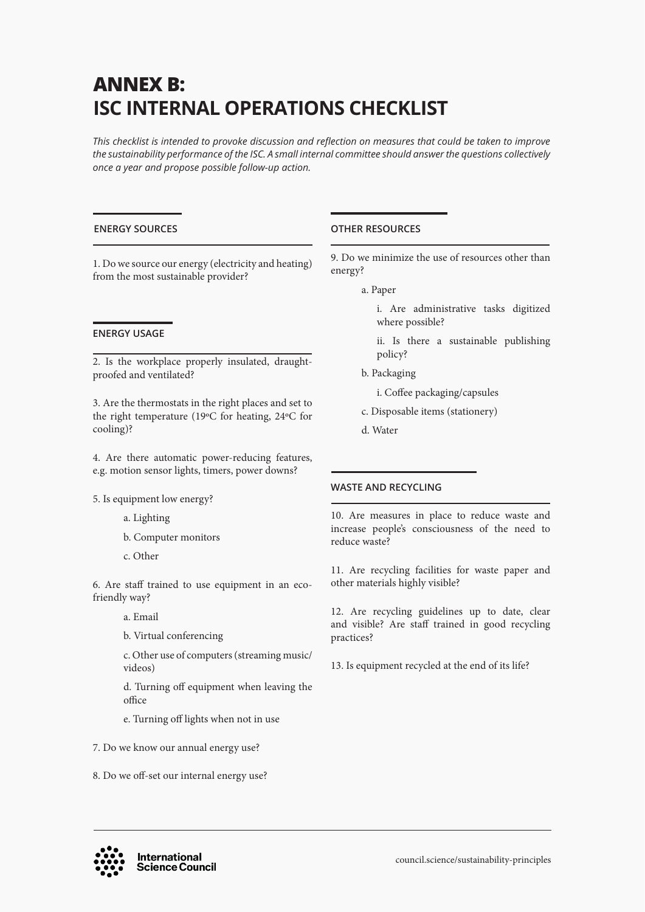# ANNEX B: ISC INTERNAL OPERATIONS CHECKLIST

*This checklist is intended to provoke discussion and reflection on measures that could be taken to improve the sustainability performance of the ISC. A small internal committee should answer the questions collectively once a year and propose possible follow-up action.*

## ENERGY SOURCES

1. Do we source our energy (electricity and heating) from the most sustainable provider?

## ENERGY USAGE

2. Is the workplace properly insulated, draught-proofed and ventilated?

3. Are the thermostats in the right places and set to the right temperature (19ºC for heating, 24ºC for cooling)?

4. Are there automatic power-reducing features, e.g. motion sensor lights, timers, power downs?

5. Is equipment low energy?

   a. Lighting

   b. Computer monitors

   c. Other

6. Are staff trained to use equipment in an eco-friendly way?

   a. Email

   b. Virtual conferencing

   c. Other use of computers (streaming music/videos)

   d. Turning off equipment when leaving the office

   e. Turning off lights when not in use

7. Do we know our annual energy use?

8. Do we off-set our internal energy use?

## OTHER RESOURCES

9. Do we minimize the use of resources other than energy?

   a. Paper

      i. Are administrative tasks digitized where possible?

      ii. Is there a sustainable publishing policy?

   b. Packaging

      i. Coffee packaging/capsules

   c. Disposable items (stationery)

   d. Water

## WASTE AND RECYCLING

10. Are measures in place to reduce waste and increase people's consciousness of the need to reduce waste?

11. Are recycling facilities for waste paper and other materials highly visible?

12. Are recycling guidelines up to date, clear and visible? Are staff trained in good recycling practices?

13. Is equipment recycled at the end of its life?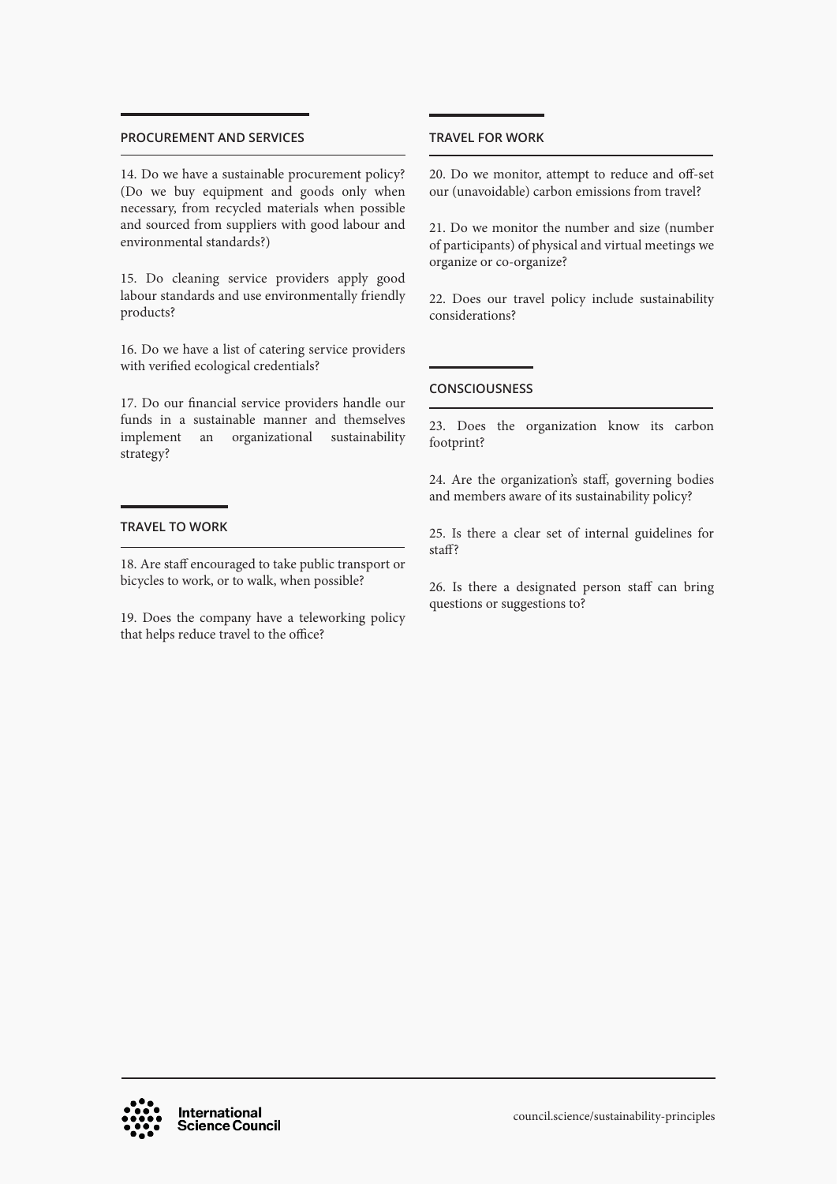## PROCUREMENT AND SERVICES

14. Do we have a sustainable procurement policy? (Do we buy equipment and goods only when necessary, from recycled materials when possible and sourced from suppliers with good labour and environmental standards?)

15. Do cleaning service providers apply good labour standards and use environmentally friendly products?

16. Do we have a list of catering service providers with verified ecological credentials?

17. Do our financial service providers handle our funds in a sustainable manner and themselves implement an organizational sustainability strategy?

## TRAVEL TO WORK

18. Are staff encouraged to take public transport or bicycles to work, or to walk, when possible?

19. Does the company have a teleworking policy that helps reduce travel to the office?

## TRAVEL FOR WORK

20. Do we monitor, attempt to reduce and off-set our (unavoidable) carbon emissions from travel?

21. Do we monitor the number and size (number of participants) of physical and virtual meetings we organize or co-organize?

22. Does our travel policy include sustainability considerations?

## CONSCIOUSNESS

23. Does the organization know its carbon footprint?

24. Are the organization's staff, governing bodies and members aware of its sustainability policy?

25. Is there a clear set of internal guidelines for staff?

26. Is there a designated person staff can bring questions or suggestions to?